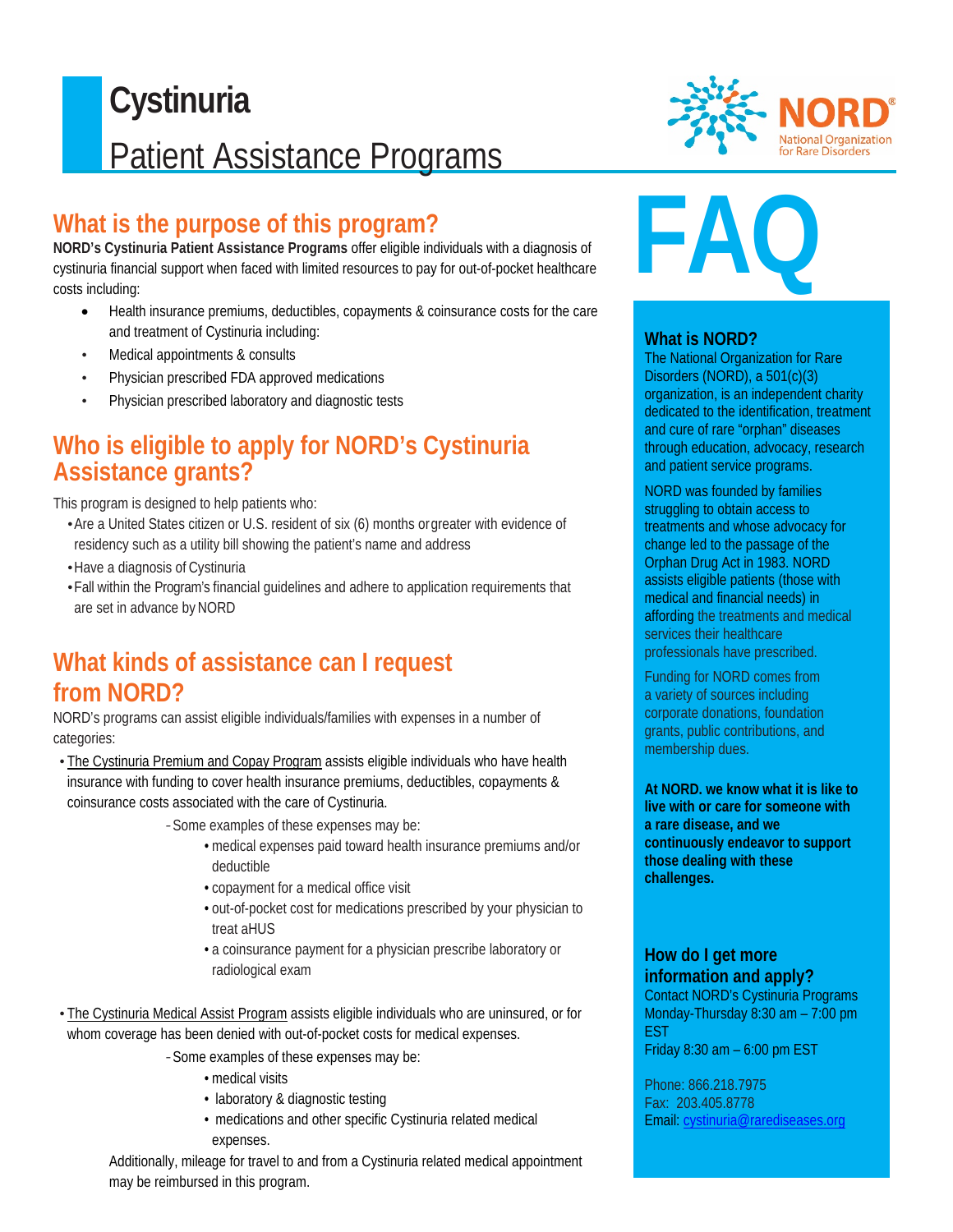# Cystinuria

# Patient Assistance Programs

## What is the purpose of this program?

**NORD's Cystinuria Patient Assistance Programs** offer eligible individuals with a diagnosis of cystinuria financial support when faced with limited resources to pay for out-of-pocket healthcare costs including:

- Health insurance premiums, deductibles, copayments & coinsurance costs for the care and treatment of Cystinuria including:
- Medical appointments & consults
- Physician prescribed FDA approved medications
- Physician prescribed laboratory and diagnostic tests

## Who is eligible to apply for NORD's Cystinuria Assistance grants?

This program is designed to help patients who:

- Are a United States citizen or U.S. resident of six (6) months or greater with evidence of residency such as a utility bill showing the patient's name and address
- Have a diagnosis of Cystinuria
- Fall within the Program's financial guidelines and adhere to application requirements that are set in advance by NORD

## What kinds of assistance can I request from NORD?

NORD's programs can assist eligible individuals/families with expenses in a number of categories:

- The Cystinuria Premium and Copay Program assists eligible individuals who have health insurance with funding to cover health insurance premiums, deductibles, copayments & coinsurance costs associated with the care of Cystinuria.
  - Some examples of these expenses may be:
    - medical expenses paid toward health insurance premiums and/or deductible
    - copayment for a medical office visit
    - out-of-pocket cost for medications prescribed by your physician to treat aHUS
    - a coinsurance payment for a physician prescribe laboratory or radiological exam

- The Cystinuria Medical Assist Program assists eligible individuals who are uninsured, or for whom coverage has been denied with out-of-pocket costs for medical expenses.
  - Some examples of these expenses may be:
    - medical visits
    - laboratory & diagnostic testing
    - medications and other specific Cystinuria related medical expenses.

  Additionally, mileage for travel to and from a Cystinuria related medical appointment may be reimbursed in this program.

# FAQ

### What is NORD?

The National Organization for Rare Disorders (NORD), a 501(c)(3) organization, is an independent charity dedicated to the identification, treatment and cure of rare "orphan" diseases through education, advocacy, research and patient service programs.

NORD was founded by families struggling to obtain access to treatments and whose advocacy for change led to the passage of the Orphan Drug Act in 1983. NORD assists eligible patients (those with medical and financial needs) in affording the treatments and medical services their healthcare professionals have prescribed.

Funding for NORD comes from a variety of sources including corporate donations, foundation grants, public contributions, and membership dues.

**At NORD. we know what it is like to live with or care for someone with a rare disease, and we continuously endeavor to support those dealing with these challenges.**

### How do I get more information and apply?

Contact NORD's Cystinuria Programs
Monday-Thursday 8:30 am – 7:00 pm EST
Friday 8:30 am – 6:00 pm EST

Phone: 866.218.7975
Fax: 203.405.8778
Email: cystinuria@rarediseases.org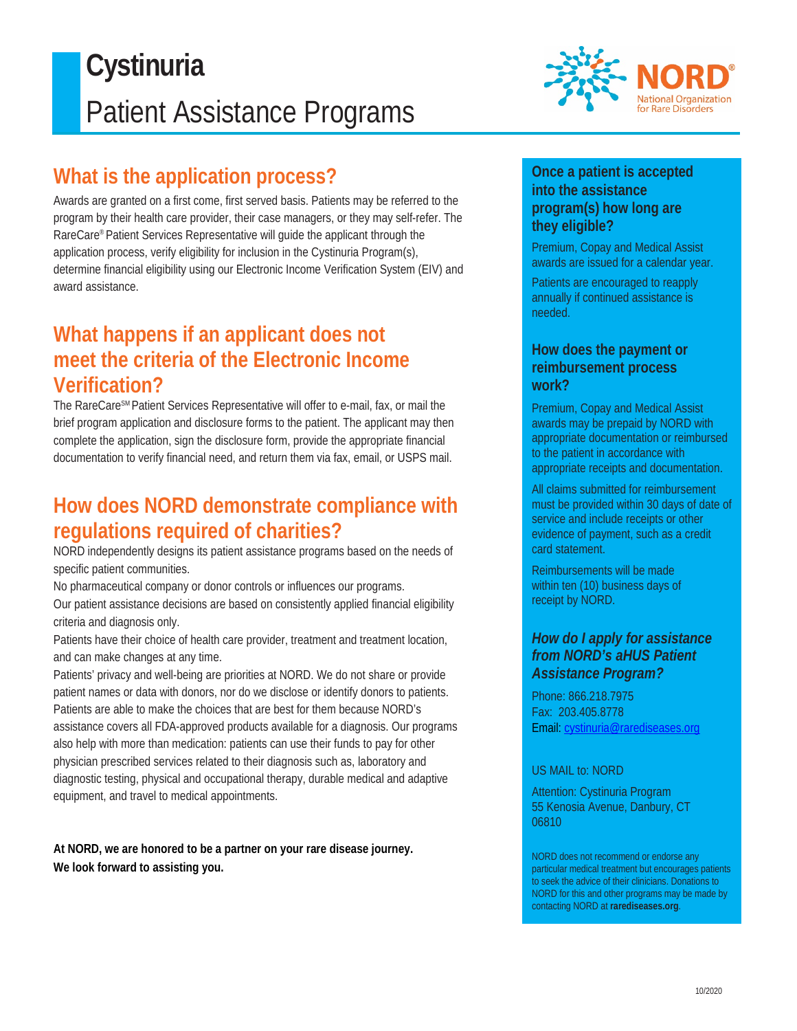# Cystinuria

## Patient Assistance Programs

NORD National Organization for Rare Disorders

## What is the application process?

Awards are granted on a first come, first served basis. Patients may be referred to the program by their health care provider, their case managers, or they may self-refer. The RareCare® Patient Services Representative will guide the applicant through the application process, verify eligibility for inclusion in the Cystinuria Program(s), determine financial eligibility using our Electronic Income Verification System (EIV) and award assistance.

## What happens if an applicant does not meet the criteria of the Electronic Income Verification?

The RareCare℠ Patient Services Representative will offer to e-mail, fax, or mail the brief program application and disclosure forms to the patient. The applicant may then complete the application, sign the disclosure form, provide the appropriate financial documentation to verify financial need, and return them via fax, email, or USPS mail.

## How does NORD demonstrate compliance with regulations required of charities?

NORD independently designs its patient assistance programs based on the needs of specific patient communities.

No pharmaceutical company or donor controls or influences our programs.

Our patient assistance decisions are based on consistently applied financial eligibility criteria and diagnosis only.

Patients have their choice of health care provider, treatment and treatment location, and can make changes at any time.

Patients' privacy and well-being are priorities at NORD. We do not share or provide patient names or data with donors, nor do we disclose or identify donors to patients.

Patients are able to make the choices that are best for them because NORD's assistance covers all FDA-approved products available for a diagnosis. Our programs also help with more than medication: patients can use their funds to pay for other physician prescribed services related to their diagnosis such as, laboratory and diagnostic testing, physical and occupational therapy, durable medical and adaptive equipment, and travel to medical appointments.

**At NORD, we are honored to be a partner on your rare disease journey. We look forward to assisting you.**

### Once a patient is accepted into the assistance program(s) how long are they eligible?

Premium, Copay and Medical Assist awards are issued for a calendar year.

Patients are encouraged to reapply annually if continued assistance is needed.

### How does the payment or reimbursement process work?

Premium, Copay and Medical Assist awards may be prepaid by NORD with appropriate documentation or reimbursed to the patient in accordance with appropriate receipts and documentation.

All claims submitted for reimbursement must be provided within 30 days of date of service and include receipts or other evidence of payment, such as a credit card statement.

Reimbursements will be made within ten (10) business days of receipt by NORD.

### *How do I apply for assistance from NORD's aHUS Patient Assistance Program?*

Phone: 866.218.7975
Fax: 203.405.8778
Email: cystinuria@rarediseases.org

US MAIL to: NORD

Attention: Cystinuria Program
55 Kenosia Avenue, Danbury, CT 06810

NORD does not recommend or endorse any particular medical treatment but encourages patients to seek the advice of their clinicians. Donations to NORD for this and other programs may be made by contacting NORD at **rarediseases.org**.

10/2020